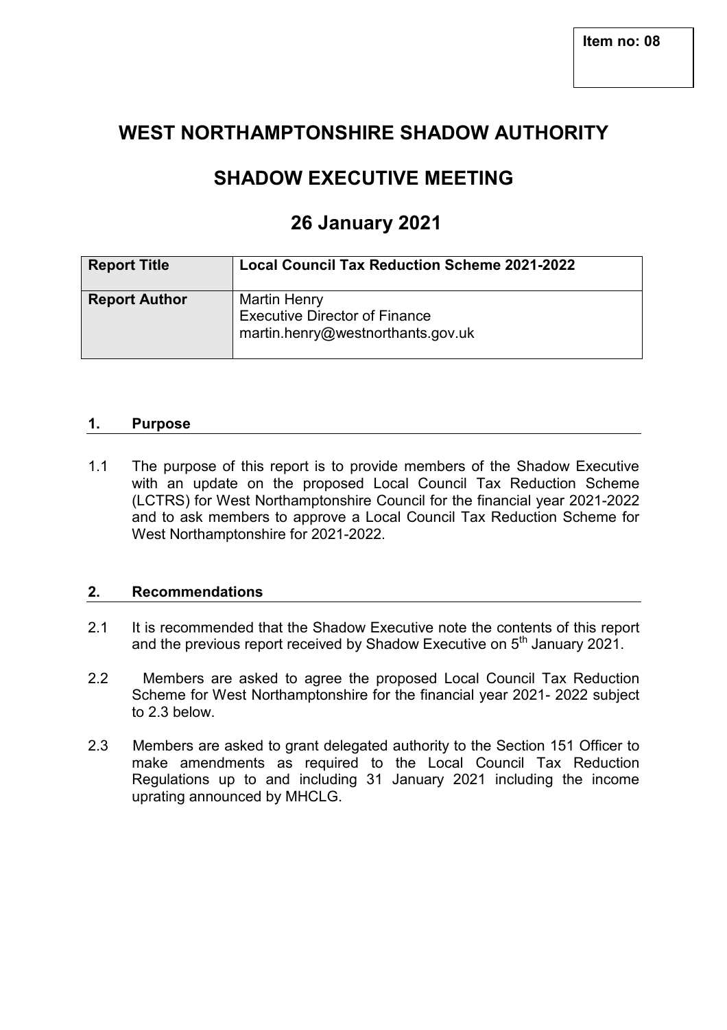**Item no: 08**

# WEST NORTHAMPTONSHIRE SHADOW AUTHORITY

## SHADOW EXECUTIVE MEETING

## 26 January 2021

| **Report Title** | **Local Council Tax Reduction Scheme 2021-2022** |
|---|---|
| **Report Author** | Martin Henry<br>Executive Director of Finance<br>martin.henry@westnorthants.gov.uk |

### 1. Purpose

1.1 The purpose of this report is to provide members of the Shadow Executive with an update on the proposed Local Council Tax Reduction Scheme (LCTRS) for West Northamptonshire Council for the financial year 2021-2022 and to ask members to approve a Local Council Tax Reduction Scheme for West Northamptonshire for 2021-2022.

### 2. Recommendations

2.1 It is recommended that the Shadow Executive note the contents of this report and the previous report received by Shadow Executive on 5th January 2021.

2.2 Members are asked to agree the proposed Local Council Tax Reduction Scheme for West Northamptonshire for the financial year 2021- 2022 subject to 2.3 below.

2.3 Members are asked to grant delegated authority to the Section 151 Officer to make amendments as required to the Local Council Tax Reduction Regulations up to and including 31 January 2021 including the income uprating announced by MHCLG.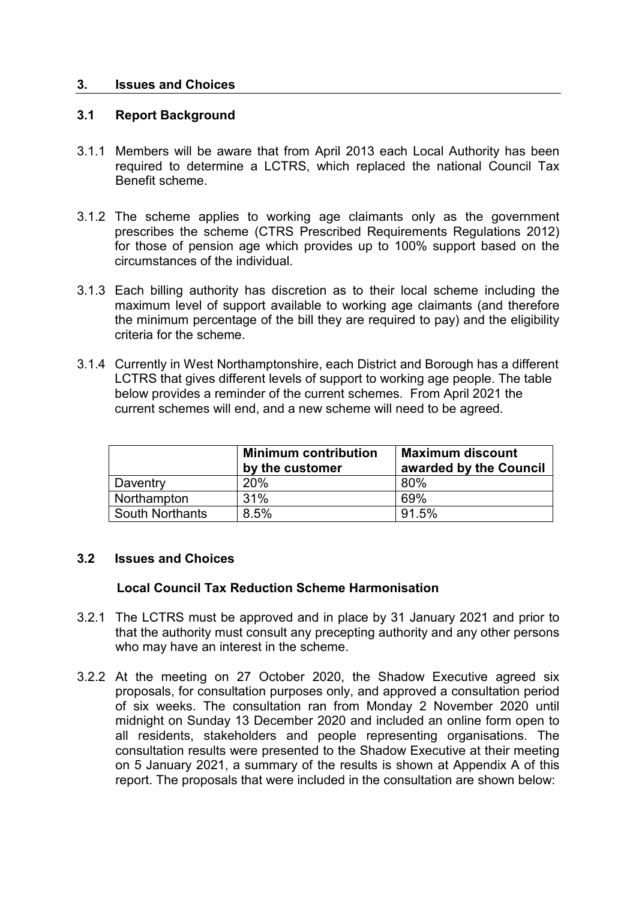## 3. Issues and Choices

### 3.1 Report Background

3.1.1 Members will be aware that from April 2013 each Local Authority has been required to determine a LCTRS, which replaced the national Council Tax Benefit scheme.

3.1.2 The scheme applies to working age claimants only as the government prescribes the scheme (CTRS Prescribed Requirements Regulations 2012) for those of pension age which provides up to 100% support based on the circumstances of the individual.

3.1.3 Each billing authority has discretion as to their local scheme including the maximum level of support available to working age claimants (and therefore the minimum percentage of the bill they are required to pay) and the eligibility criteria for the scheme.

3.1.4 Currently in West Northamptonshire, each District and Borough has a different LCTRS that gives different levels of support to working age people. The table below provides a reminder of the current schemes. From April 2021 the current schemes will end, and a new scheme will need to be agreed.

| | Minimum contribution by the customer | Maximum discount awarded by the Council |
|---|---|---|
| Daventry | 20% | 80% |
| Northampton | 31% | 69% |
| South Northants | 8.5% | 91.5% |

### 3.2 Issues and Choices

**Local Council Tax Reduction Scheme Harmonisation**

3.2.1 The LCTRS must be approved and in place by 31 January 2021 and prior to that the authority must consult any precepting authority and any other persons who may have an interest in the scheme.

3.2.2 At the meeting on 27 October 2020, the Shadow Executive agreed six proposals, for consultation purposes only, and approved a consultation period of six weeks. The consultation ran from Monday 2 November 2020 until midnight on Sunday 13 December 2020 and included an online form open to all residents, stakeholders and people representing organisations. The consultation results were presented to the Shadow Executive at their meeting on 5 January 2021, a summary of the results is shown at Appendix A of this report. The proposals that were included in the consultation are shown below: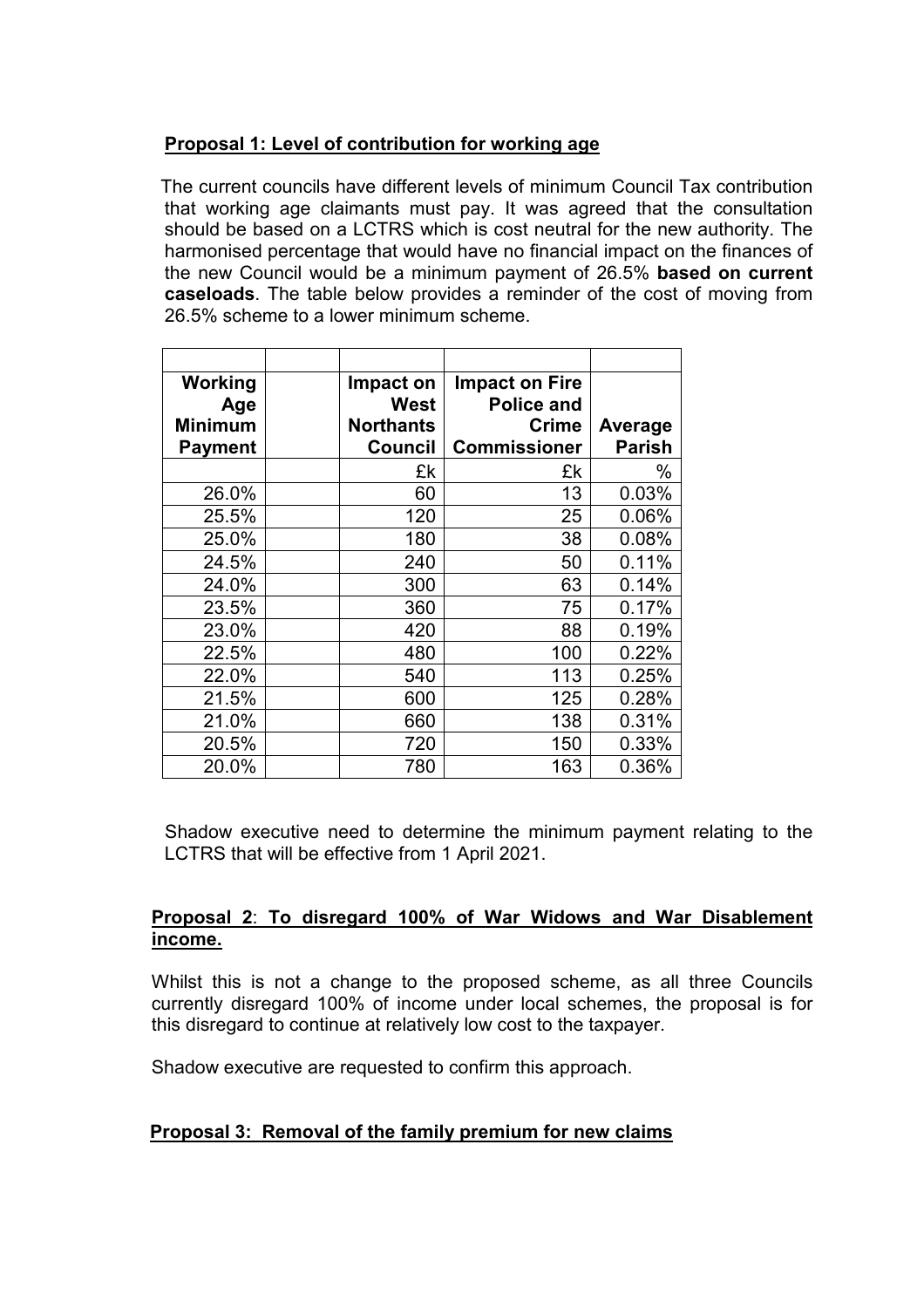**Proposal 1: Level of contribution for working age**

The current councils have different levels of minimum Council Tax contribution that working age claimants must pay. It was agreed that the consultation should be based on a LCTRS which is cost neutral for the new authority. The harmonised percentage that would have no financial impact on the finances of the new Council would be a minimum payment of 26.5% **based on current caseloads**. The table below provides a reminder of the cost of moving from 26.5% scheme to a lower minimum scheme.

| **Working Age Minimum Payment** | | **Impact on West Northants Council** | **Impact on Fire Police and Crime Commissioner** | **Average Parish** |
|---|---|---|---|---|
| | | £k | £k | % |
| 26.0% | | 60 | 13 | 0.03% |
| 25.5% | | 120 | 25 | 0.06% |
| 25.0% | | 180 | 38 | 0.08% |
| 24.5% | | 240 | 50 | 0.11% |
| 24.0% | | 300 | 63 | 0.14% |
| 23.5% | | 360 | 75 | 0.17% |
| 23.0% | | 420 | 88 | 0.19% |
| 22.5% | | 480 | 100 | 0.22% |
| 22.0% | | 540 | 113 | 0.25% |
| 21.5% | | 600 | 125 | 0.28% |
| 21.0% | | 660 | 138 | 0.31% |
| 20.5% | | 720 | 150 | 0.33% |
| 20.0% | | 780 | 163 | 0.36% |

Shadow executive need to determine the minimum payment relating to the LCTRS that will be effective from 1 April 2021.

**Proposal 2: To disregard 100% of War Widows and War Disablement income.**

Whilst this is not a change to the proposed scheme, as all three Councils currently disregard 100% of income under local schemes, the proposal is for this disregard to continue at relatively low cost to the taxpayer.

Shadow executive are requested to confirm this approach.

**Proposal 3: Removal of the family premium for new claims**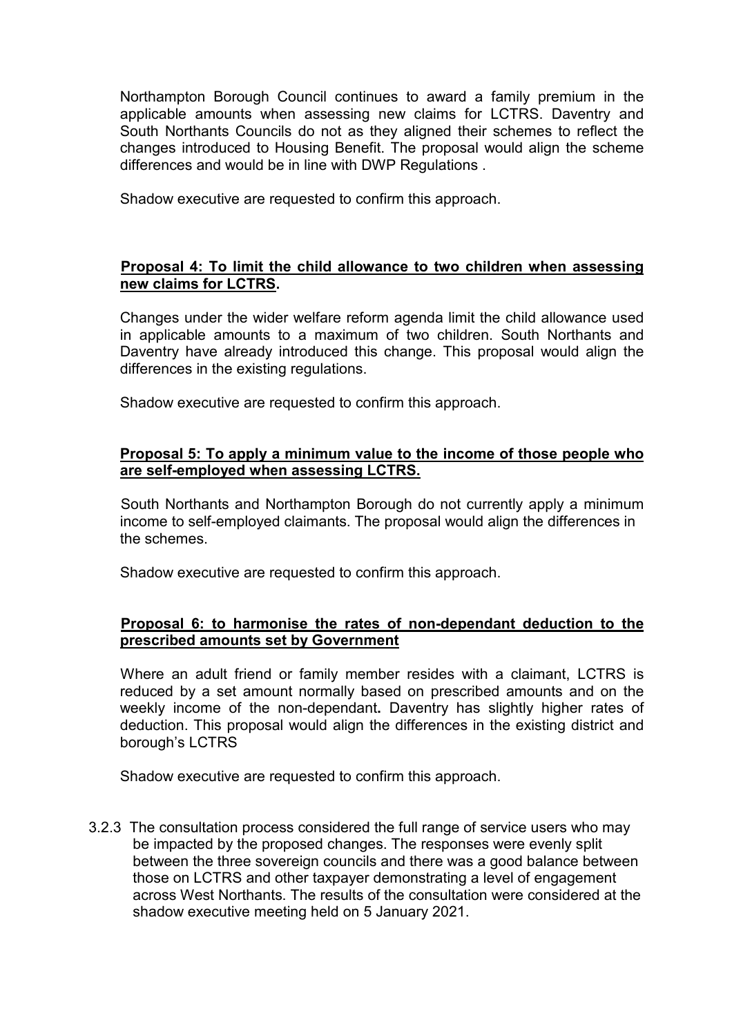Northampton Borough Council continues to award a family premium in the applicable amounts when assessing new claims for LCTRS. Daventry and South Northants Councils do not as they aligned their schemes to reflect the changes introduced to Housing Benefit. The proposal would align the scheme differences and would be in line with DWP Regulations .

Shadow executive are requested to confirm this approach.

**Proposal 4: To limit the child allowance to two children when assessing new claims for LCTRS.**

Changes under the wider welfare reform agenda limit the child allowance used in applicable amounts to a maximum of two children. South Northants and Daventry have already introduced this change. This proposal would align the differences in the existing regulations.

Shadow executive are requested to confirm this approach.

**Proposal 5: To apply a minimum value to the income of those people who are self-employed when assessing LCTRS.**

South Northants and Northampton Borough do not currently apply a minimum income to self-employed claimants. The proposal would align the differences in the schemes.

Shadow executive are requested to confirm this approach.

**Proposal 6: to harmonise the rates of non-dependant deduction to the prescribed amounts set by Government**

Where an adult friend or family member resides with a claimant, LCTRS is reduced by a set amount normally based on prescribed amounts and on the weekly income of the non-dependant**.** Daventry has slightly higher rates of deduction. This proposal would align the differences in the existing district and borough's LCTRS

Shadow executive are requested to confirm this approach.

3.2.3 The consultation process considered the full range of service users who may be impacted by the proposed changes. The responses were evenly split between the three sovereign councils and there was a good balance between those on LCTRS and other taxpayer demonstrating a level of engagement across West Northants. The results of the consultation were considered at the shadow executive meeting held on 5 January 2021.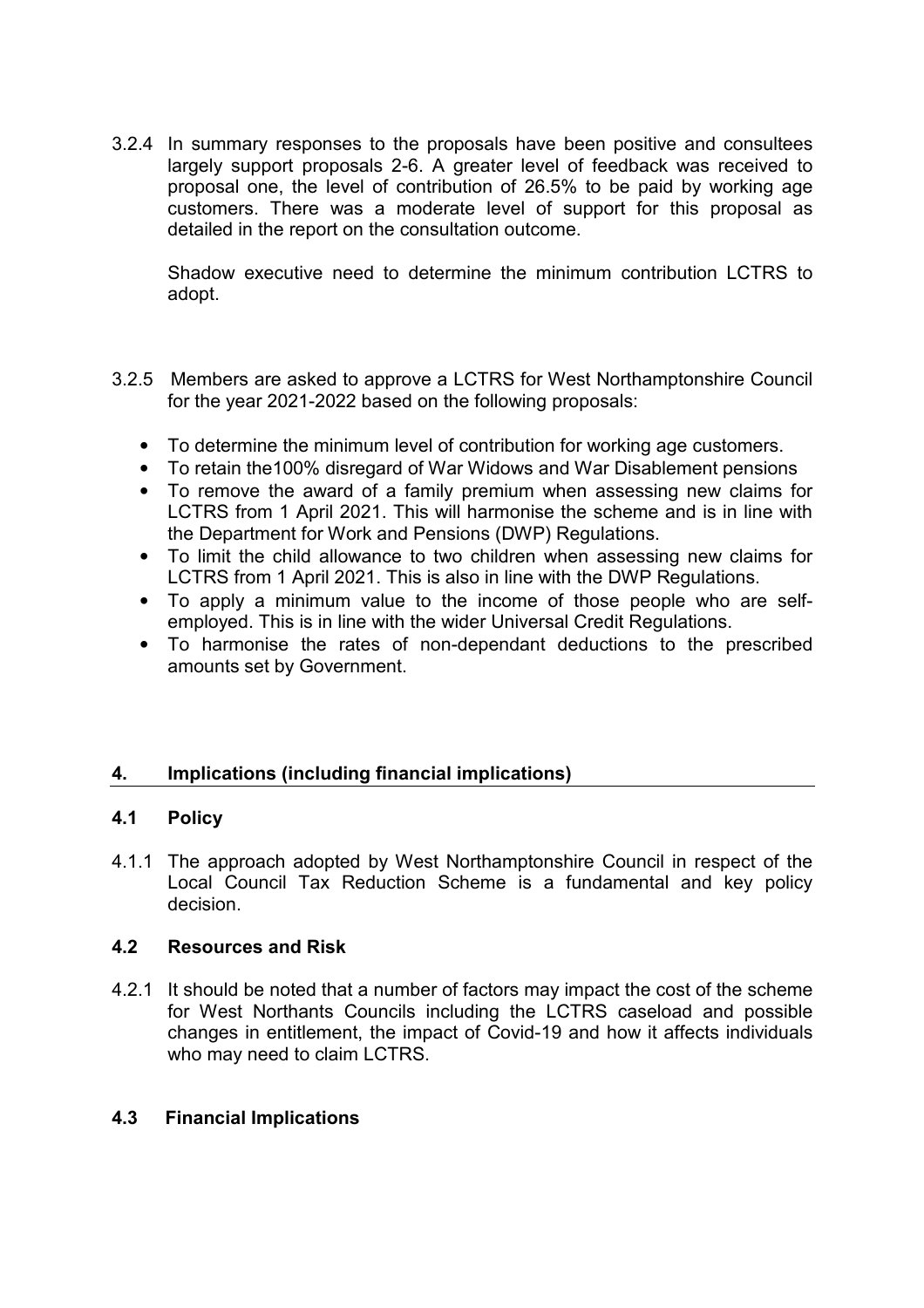3.2.4 In summary responses to the proposals have been positive and consultees largely support proposals 2-6. A greater level of feedback was received to proposal one, the level of contribution of 26.5% to be paid by working age customers. There was a moderate level of support for this proposal as detailed in the report on the consultation outcome.

Shadow executive need to determine the minimum contribution LCTRS to adopt.

3.2.5 Members are asked to approve a LCTRS for West Northamptonshire Council for the year 2021-2022 based on the following proposals:

- To determine the minimum level of contribution for working age customers.
- To retain the100% disregard of War Widows and War Disablement pensions
- To remove the award of a family premium when assessing new claims for LCTRS from 1 April 2021. This will harmonise the scheme and is in line with the Department for Work and Pensions (DWP) Regulations.
- To limit the child allowance to two children when assessing new claims for LCTRS from 1 April 2021. This is also in line with the DWP Regulations.
- To apply a minimum value to the income of those people who are self-employed. This is in line with the wider Universal Credit Regulations.
- To harmonise the rates of non-dependant deductions to the prescribed amounts set by Government.

## 4. Implications (including financial implications)

### 4.1 Policy

4.1.1 The approach adopted by West Northamptonshire Council in respect of the Local Council Tax Reduction Scheme is a fundamental and key policy decision.

### 4.2 Resources and Risk

4.2.1 It should be noted that a number of factors may impact the cost of the scheme for West Northants Councils including the LCTRS caseload and possible changes in entitlement, the impact of Covid-19 and how it affects individuals who may need to claim LCTRS.

### 4.3 Financial Implications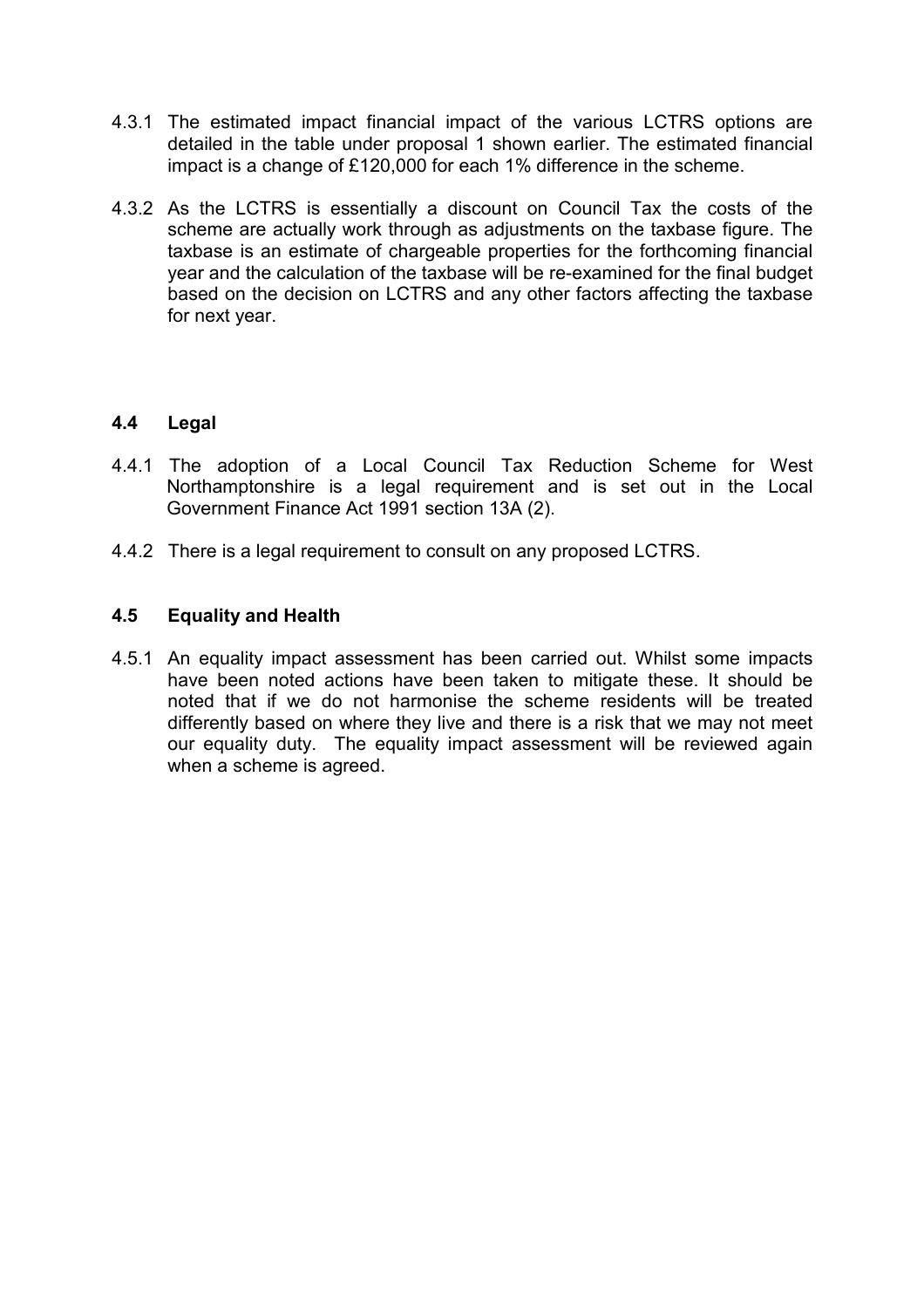4.3.1 The estimated impact financial impact of the various LCTRS options are detailed in the table under proposal 1 shown earlier. The estimated financial impact is a change of £120,000 for each 1% difference in the scheme.

4.3.2 As the LCTRS is essentially a discount on Council Tax the costs of the scheme are actually work through as adjustments on the taxbase figure. The taxbase is an estimate of chargeable properties for the forthcoming financial year and the calculation of the taxbase will be re-examined for the final budget based on the decision on LCTRS and any other factors affecting the taxbase for next year.

### 4.4 Legal

4.4.1 The adoption of a Local Council Tax Reduction Scheme for West Northamptonshire is a legal requirement and is set out in the Local Government Finance Act 1991 section 13A (2).

4.4.2 There is a legal requirement to consult on any proposed LCTRS.

### 4.5 Equality and Health

4.5.1 An equality impact assessment has been carried out. Whilst some impacts have been noted actions have been taken to mitigate these. It should be noted that if we do not harmonise the scheme residents will be treated differently based on where they live and there is a risk that we may not meet our equality duty. The equality impact assessment will be reviewed again when a scheme is agreed.